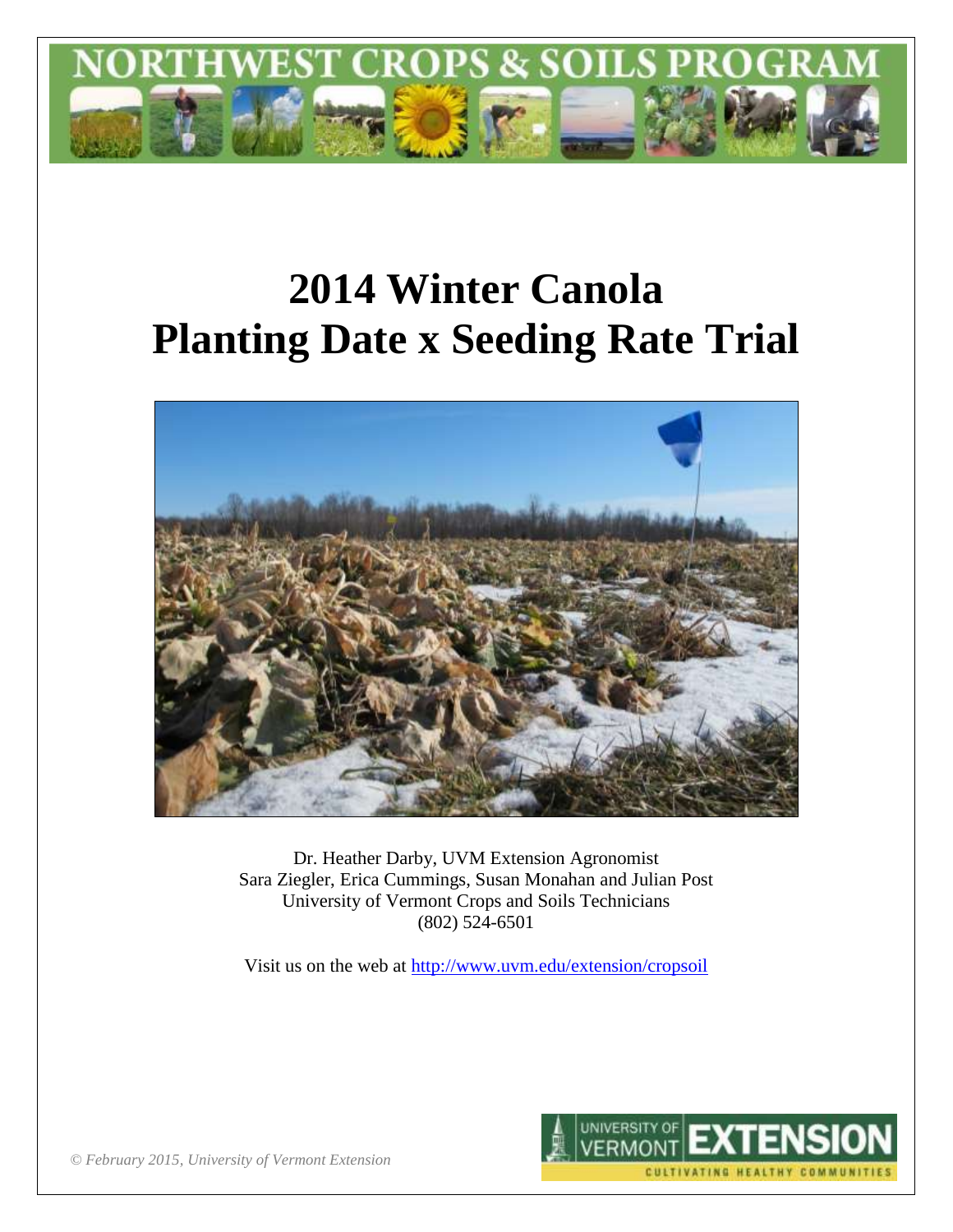NORTHWEST CROPS & SOILS PROGRAM

# 2014 Winter Canola
# Planting Date x Seeding Rate Trial

Dr. Heather Darby, UVM Extension Agronomist
Sara Ziegler, Erica Cummings, Susan Monahan and Julian Post
University of Vermont Crops and Soils Technicians
(802) 524-6501

Visit us on the web at http://www.uvm.edu/extension/cropsoil

*© February 2015, University of Vermont Extension*

UNIVERSITY OF VERMONT EXTENSION
CULTIVATING HEALTHY COMMUNITIES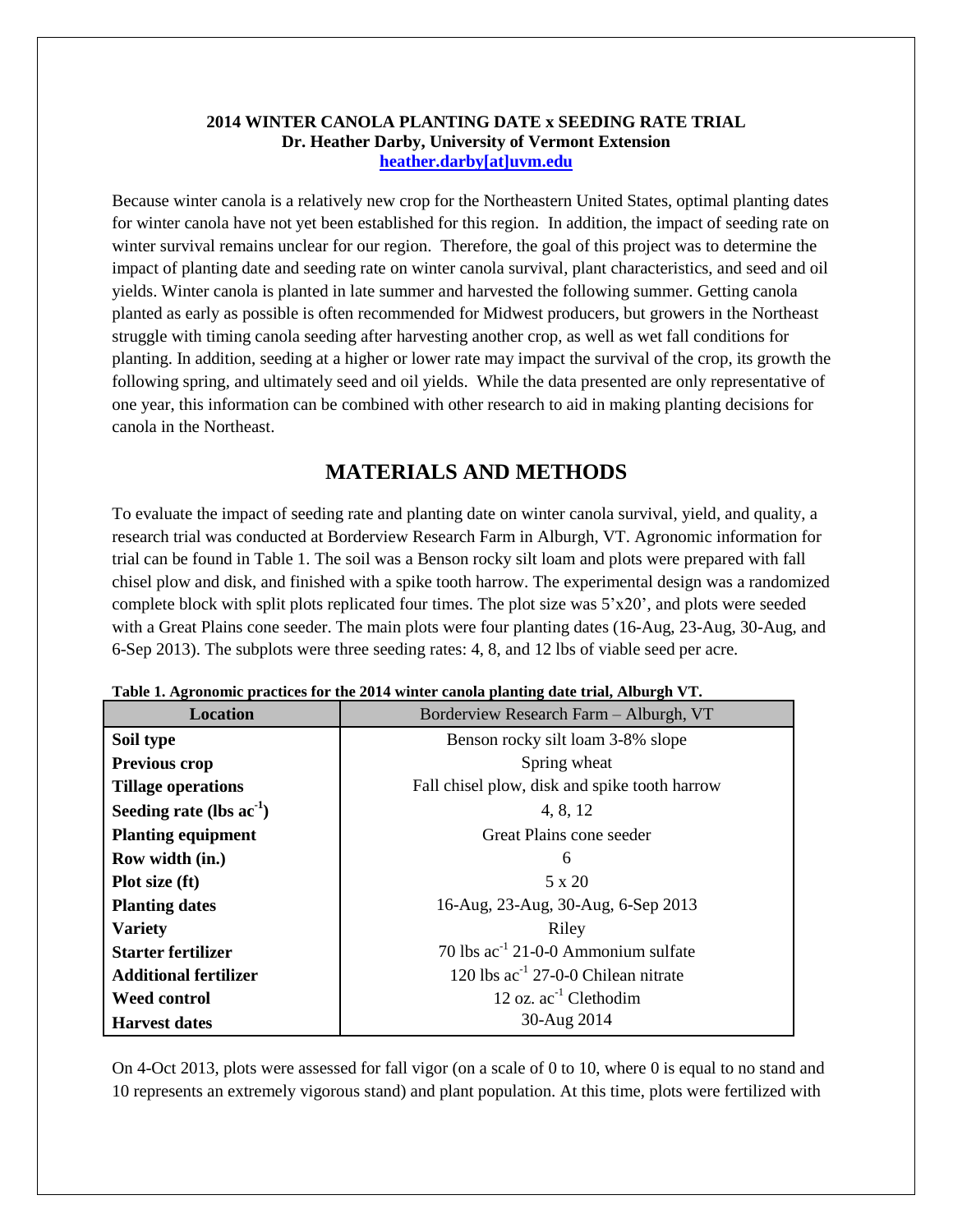**2014 WINTER CANOLA PLANTING DATE x SEEDING RATE TRIAL**
**Dr. Heather Darby, University of Vermont Extension**
**heather.darby[at]uvm.edu**

Because winter canola is a relatively new crop for the Northeastern United States, optimal planting dates for winter canola have not yet been established for this region. In addition, the impact of seeding rate on winter survival remains unclear for our region. Therefore, the goal of this project was to determine the impact of planting date and seeding rate on winter canola survival, plant characteristics, and seed and oil yields. Winter canola is planted in late summer and harvested the following summer. Getting canola planted as early as possible is often recommended for Midwest producers, but growers in the Northeast struggle with timing canola seeding after harvesting another crop, as well as wet fall conditions for planting. In addition, seeding at a higher or lower rate may impact the survival of the crop, its growth the following spring, and ultimately seed and oil yields. While the data presented are only representative of one year, this information can be combined with other research to aid in making planting decisions for canola in the Northeast.

## MATERIALS AND METHODS

To evaluate the impact of seeding rate and planting date on winter canola survival, yield, and quality, a research trial was conducted at Borderview Research Farm in Alburgh, VT. Agronomic information for trial can be found in Table 1. The soil was a Benson rocky silt loam and plots were prepared with fall chisel plow and disk, and finished with a spike tooth harrow. The experimental design was a randomized complete block with split plots replicated four times. The plot size was 5'x20', and plots were seeded with a Great Plains cone seeder. The main plots were four planting dates (16-Aug, 23-Aug, 30-Aug, and 6-Sep 2013). The subplots were three seeding rates: 4, 8, and 12 lbs of viable seed per acre.

**Table 1. Agronomic practices for the 2014 winter canola planting date trial, Alburgh VT.**

| Location | Borderview Research Farm – Alburgh, VT |
|---|---|
| **Soil type** | Benson rocky silt loam 3-8% slope |
| **Previous crop** | Spring wheat |
| **Tillage operations** | Fall chisel plow, disk and spike tooth harrow |
| **Seeding rate (lbs $ac^{-1}$)** | 4, 8, 12 |
| **Planting equipment** | Great Plains cone seeder |
| **Row width (in.)** | 6 |
| **Plot size (ft)** | 5 x 20 |
| **Planting dates** | 16-Aug, 23-Aug, 30-Aug, 6-Sep 2013 |
| **Variety** | Riley |
| **Starter fertilizer** | 70 lbs $ac^{-1}$ 21-0-0 Ammonium sulfate |
| **Additional fertilizer** | 120 lbs $ac^{-1}$ 27-0-0 Chilean nitrate |
| **Weed control** | 12 oz. $ac^{-1}$ Clethodim |
| **Harvest dates** | 30-Aug 2014 |

On 4-Oct 2013, plots were assessed for fall vigor (on a scale of 0 to 10, where 0 is equal to no stand and 10 represents an extremely vigorous stand) and plant population. At this time, plots were fertilized with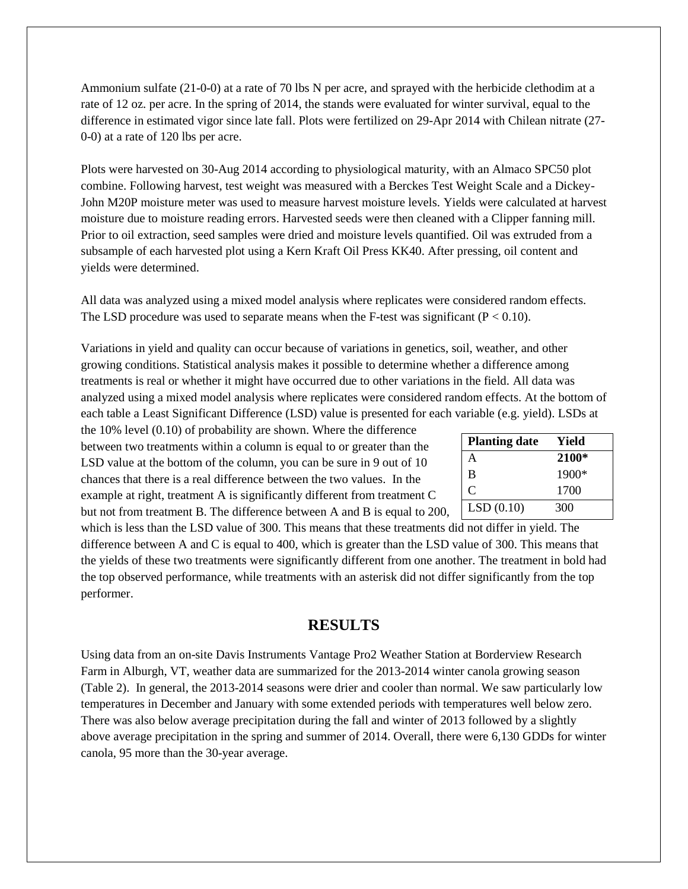Ammonium sulfate (21-0-0) at a rate of 70 lbs N per acre, and sprayed with the herbicide clethodim at a rate of 12 oz. per acre. In the spring of 2014, the stands were evaluated for winter survival, equal to the difference in estimated vigor since late fall. Plots were fertilized on 29-Apr 2014 with Chilean nitrate (27-0-0) at a rate of 120 lbs per acre.

Plots were harvested on 30-Aug 2014 according to physiological maturity, with an Almaco SPC50 plot combine. Following harvest, test weight was measured with a Berckes Test Weight Scale and a Dickey-John M20P moisture meter was used to measure harvest moisture levels. Yields were calculated at harvest moisture due to moisture reading errors. Harvested seeds were then cleaned with a Clipper fanning mill. Prior to oil extraction, seed samples were dried and moisture levels quantified. Oil was extruded from a subsample of each harvested plot using a Kern Kraft Oil Press KK40. After pressing, oil content and yields were determined.

All data was analyzed using a mixed model analysis where replicates were considered random effects. The LSD procedure was used to separate means when the F-test was significant ($P < 0.10$).

Variations in yield and quality can occur because of variations in genetics, soil, weather, and other growing conditions. Statistical analysis makes it possible to determine whether a difference among treatments is real or whether it might have occurred due to other variations in the field. All data was analyzed using a mixed model analysis where replicates were considered random effects. At the bottom of each table a Least Significant Difference (LSD) value is presented for each variable (e.g. yield). LSDs at the 10% level (0.10) of probability are shown. Where the difference between two treatments within a column is equal to or greater than the LSD value at the bottom of the column, you can be sure in 9 out of 10 chances that there is a real difference between the two values. In the example at right, treatment A is significantly different from treatment C but not from treatment B. The difference between A and B is equal to 200, which is less than the LSD value of 300. This means that these treatments did not differ in yield. The difference between A and C is equal to 400, which is greater than the LSD value of 300. This means that the yields of these two treatments were significantly different from one another. The treatment in bold had the top observed performance, while treatments with an asterisk did not differ significantly from the top performer.

| Planting date | Yield |
|---|---|
| A | **2100*** |
| B | 1900* |
| C | 1700 |
| LSD (0.10) | 300 |

## RESULTS

Using data from an on-site Davis Instruments Vantage Pro2 Weather Station at Borderview Research Farm in Alburgh, VT, weather data are summarized for the 2013-2014 winter canola growing season (Table 2). In general, the 2013-2014 seasons were drier and cooler than normal. We saw particularly low temperatures in December and January with some extended periods with temperatures well below zero. There was also below average precipitation during the fall and winter of 2013 followed by a slightly above average precipitation in the spring and summer of 2014. Overall, there were 6,130 GDDs for winter canola, 95 more than the 30-year average.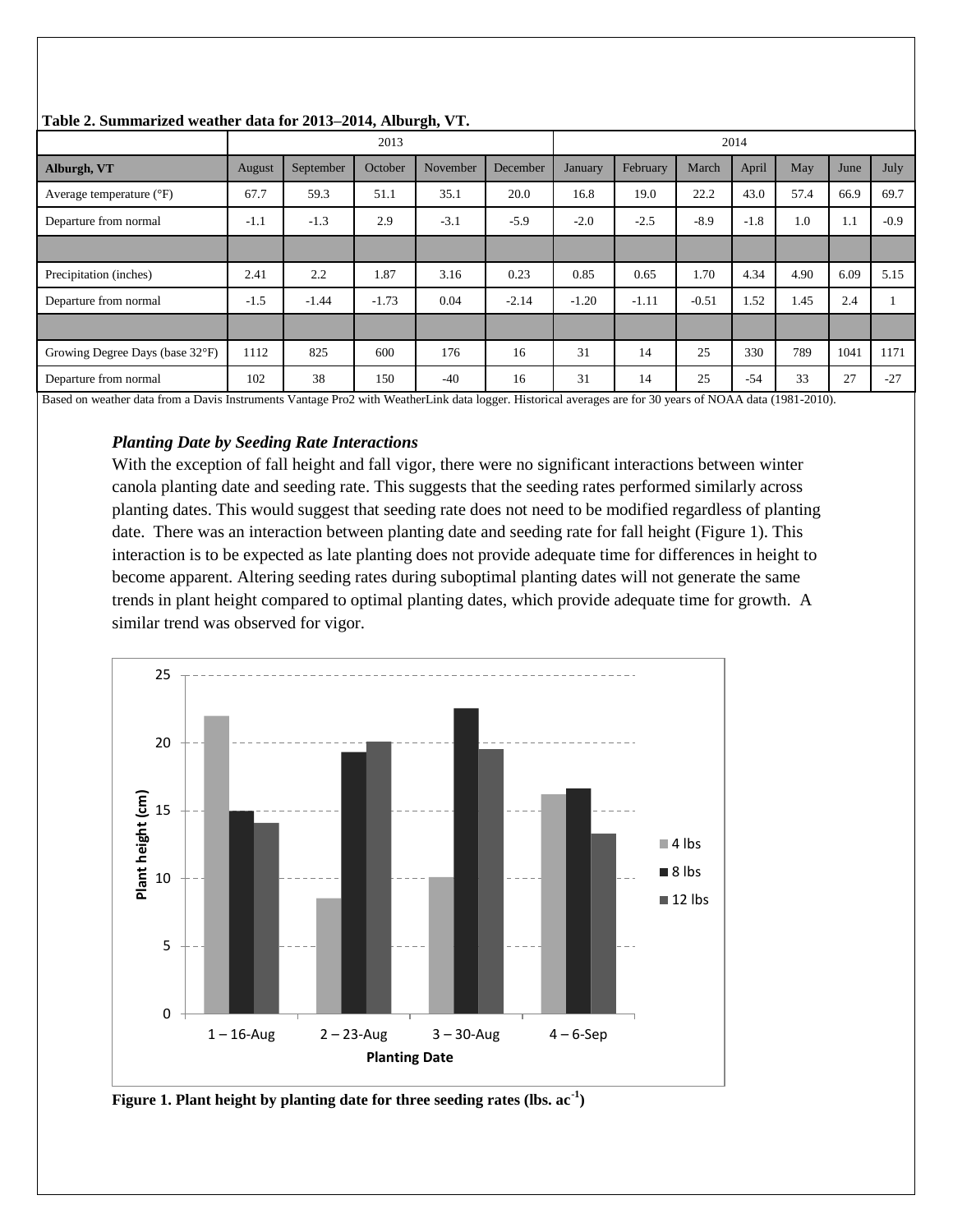**Table 2. Summarized weather data for 2013–2014, Alburgh, VT.**

| | 2013 | | | | | 2014 | | | | | | |
|---|---|---|---|---|---|---|---|---|---|---|---|---|
| **Alburgh, VT** | August | September | October | November | December | January | February | March | April | May | June | July |
| Average temperature (°F) | 67.7 | 59.3 | 51.1 | 35.1 | 20.0 | 16.8 | 19.0 | 22.2 | 43.0 | 57.4 | 66.9 | 69.7 |
| Departure from normal | -1.1 | -1.3 | 2.9 | -3.1 | -5.9 | -2.0 | -2.5 | -8.9 | -1.8 | 1.0 | 1.1 | -0.9 |
| | | | | | | | | | | | | |
| Precipitation (inches) | 2.41 | 2.2 | 1.87 | 3.16 | 0.23 | 0.85 | 0.65 | 1.70 | 4.34 | 4.90 | 6.09 | 5.15 |
| Departure from normal | -1.5 | -1.44 | -1.73 | 0.04 | -2.14 | -1.20 | -1.11 | -0.51 | 1.52 | 1.45 | 2.4 | 1 |
| | | | | | | | | | | | | |
| Growing Degree Days (base 32°F) | 1112 | 825 | 600 | 176 | 16 | 31 | 14 | 25 | 330 | 789 | 1041 | 1171 |
| Departure from normal | 102 | 38 | 150 | -40 | 16 | 31 | 14 | 25 | -54 | 33 | 27 | -27 |

Based on weather data from a Davis Instruments Vantage Pro2 with WeatherLink data logger. Historical averages are for 30 years of NOAA data (1981-2010).

### *Planting Date by Seeding Rate Interactions*

With the exception of fall height and fall vigor, there were no significant interactions between winter canola planting date and seeding rate. This suggests that the seeding rates performed similarly across planting dates. This would suggest that seeding rate does not need to be modified regardless of planting date. There was an interaction between planting date and seeding rate for fall height (Figure 1). This interaction is to be expected as late planting does not provide adequate time for differences in height to become apparent. Altering seeding rates during suboptimal planting dates will not generate the same trends in plant height compared to optimal planting dates, which provide adequate time for growth. A similar trend was observed for vigor.

**Figure 1. Plant height by planting date for three seeding rates (lbs. ac$^{-1}$)**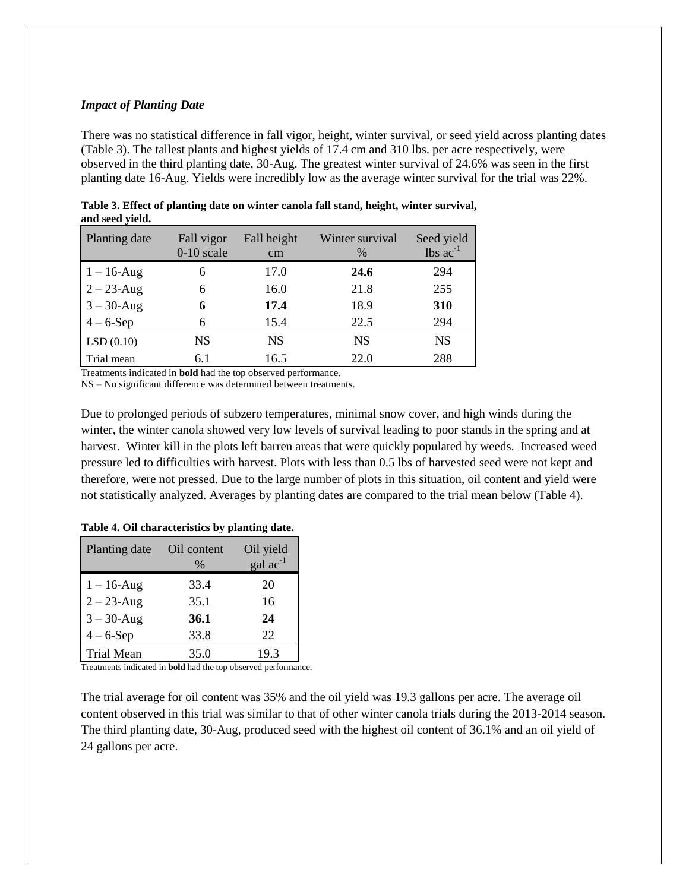### ***Impact of Planting Date***

There was no statistical difference in fall vigor, height, winter survival, or seed yield across planting dates (Table 3). The tallest plants and highest yields of 17.4 cm and 310 lbs. per acre respectively, were observed in the third planting date, 30-Aug. The greatest winter survival of 24.6% was seen in the first planting date 16-Aug. Yields were incredibly low as the average winter survival for the trial was 22%.

**Table 3. Effect of planting date on winter canola fall stand, height, winter survival, and seed yield.**

| Planting date | Fall vigor 0-10 scale | Fall height cm | Winter survival % | Seed yield lbs $ac^{-1}$ |
|---|---|---|---|---|
| 1 – 16-Aug | 6 | 17.0 | **24.6** | 294 |
| 2 – 23-Aug | 6 | 16.0 | 21.8 | 255 |
| 3 – 30-Aug | **6** | **17.4** | 18.9 | **310** |
| 4 – 6-Sep | 6 | 15.4 | 22.5 | 294 |
| LSD (0.10) | NS | NS | NS | NS |
| Trial mean | 6.1 | 16.5 | 22.0 | 288 |

Treatments indicated in **bold** had the top observed performance.
NS – No significant difference was determined between treatments.

Due to prolonged periods of subzero temperatures, minimal snow cover, and high winds during the winter, the winter canola showed very low levels of survival leading to poor stands in the spring and at harvest. Winter kill in the plots left barren areas that were quickly populated by weeds. Increased weed pressure led to difficulties with harvest. Plots with less than 0.5 lbs of harvested seed were not kept and therefore, were not pressed. Due to the large number of plots in this situation, oil content and yield were not statistically analyzed. Averages by planting dates are compared to the trial mean below (Table 4).

**Table 4. Oil characteristics by planting date.**

| Planting date | Oil content % | Oil yield gal $ac^{-1}$ |
|---|---|---|
| 1 – 16-Aug | 33.4 | 20 |
| 2 – 23-Aug | 35.1 | 16 |
| 3 – 30-Aug | **36.1** | **24** |
| 4 – 6-Sep | 33.8 | 22 |
| Trial Mean | 35.0 | 19.3 |

Treatments indicated in **bold** had the top observed performance.

The trial average for oil content was 35% and the oil yield was 19.3 gallons per acre. The average oil content observed in this trial was similar to that of other winter canola trials during the 2013-2014 season. The third planting date, 30-Aug, produced seed with the highest oil content of 36.1% and an oil yield of 24 gallons per acre.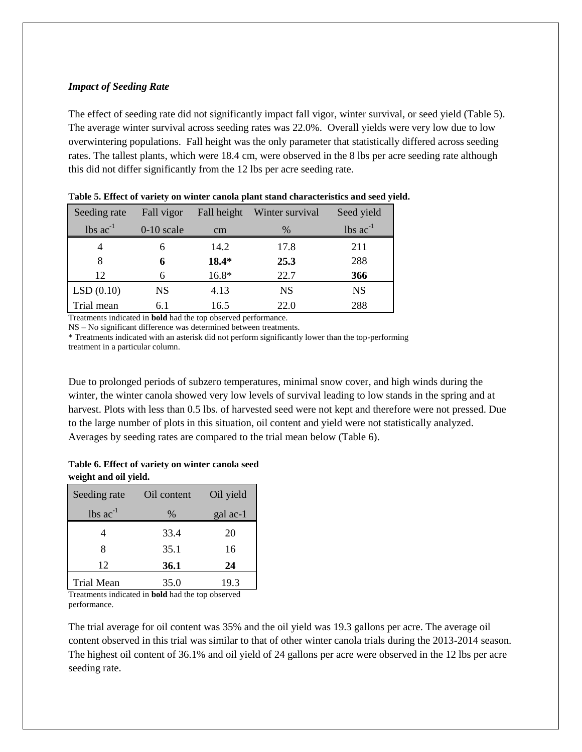### *Impact of Seeding Rate*

The effect of seeding rate did not significantly impact fall vigor, winter survival, or seed yield (Table 5). The average winter survival across seeding rates was 22.0%. Overall yields were very low due to low overwintering populations. Fall height was the only parameter that statistically differed across seeding rates. The tallest plants, which were 18.4 cm, were observed in the 8 lbs per acre seeding rate although this did not differ significantly from the 12 lbs per acre seeding rate.

**Table 5. Effect of variety on winter canola plant stand characteristics and seed yield.**

| Seeding rate | Fall vigor | Fall height | Winter survival | Seed yield |
|---|---|---|---|---|
| lbs $ac^{-1}$ | 0-10 scale | cm | % | lbs $ac^{-1}$ |
| 4 | 6 | 14.2 | 17.8 | 211 |
| 8 | **6** | **18.4*** | **25.3** | 288 |
| 12 | 6 | 16.8* | 22.7 | **366** |
| LSD (0.10) | NS | 4.13 | NS | NS |
| Trial mean | 6.1 | 16.5 | 22.0 | 288 |

Treatments indicated in **bold** had the top observed performance.
NS – No significant difference was determined between treatments.
* Treatments indicated with an asterisk did not perform significantly lower than the top-performing treatment in a particular column.

Due to prolonged periods of subzero temperatures, minimal snow cover, and high winds during the winter, the winter canola showed very low levels of survival leading to low stands in the spring and at harvest. Plots with less than 0.5 lbs. of harvested seed were not kept and therefore were not pressed. Due to the large number of plots in this situation, oil content and yield were not statistically analyzed. Averages by seeding rates are compared to the trial mean below (Table 6).

**Table 6. Effect of variety on winter canola seed weight and oil yield.**

| Seeding rate | Oil content | Oil yield |
|---|---|---|
| lbs $ac^{-1}$ | % | gal ac-1 |
| 4 | 33.4 | 20 |
| 8 | 35.1 | 16 |
| 12 | **36.1** | **24** |
| Trial Mean | 35.0 | 19.3 |

Treatments indicated in **bold** had the top observed performance.

The trial average for oil content was 35% and the oil yield was 19.3 gallons per acre. The average oil content observed in this trial was similar to that of other winter canola trials during the 2013-2014 season. The highest oil content of 36.1% and oil yield of 24 gallons per acre were observed in the 12 lbs per acre seeding rate.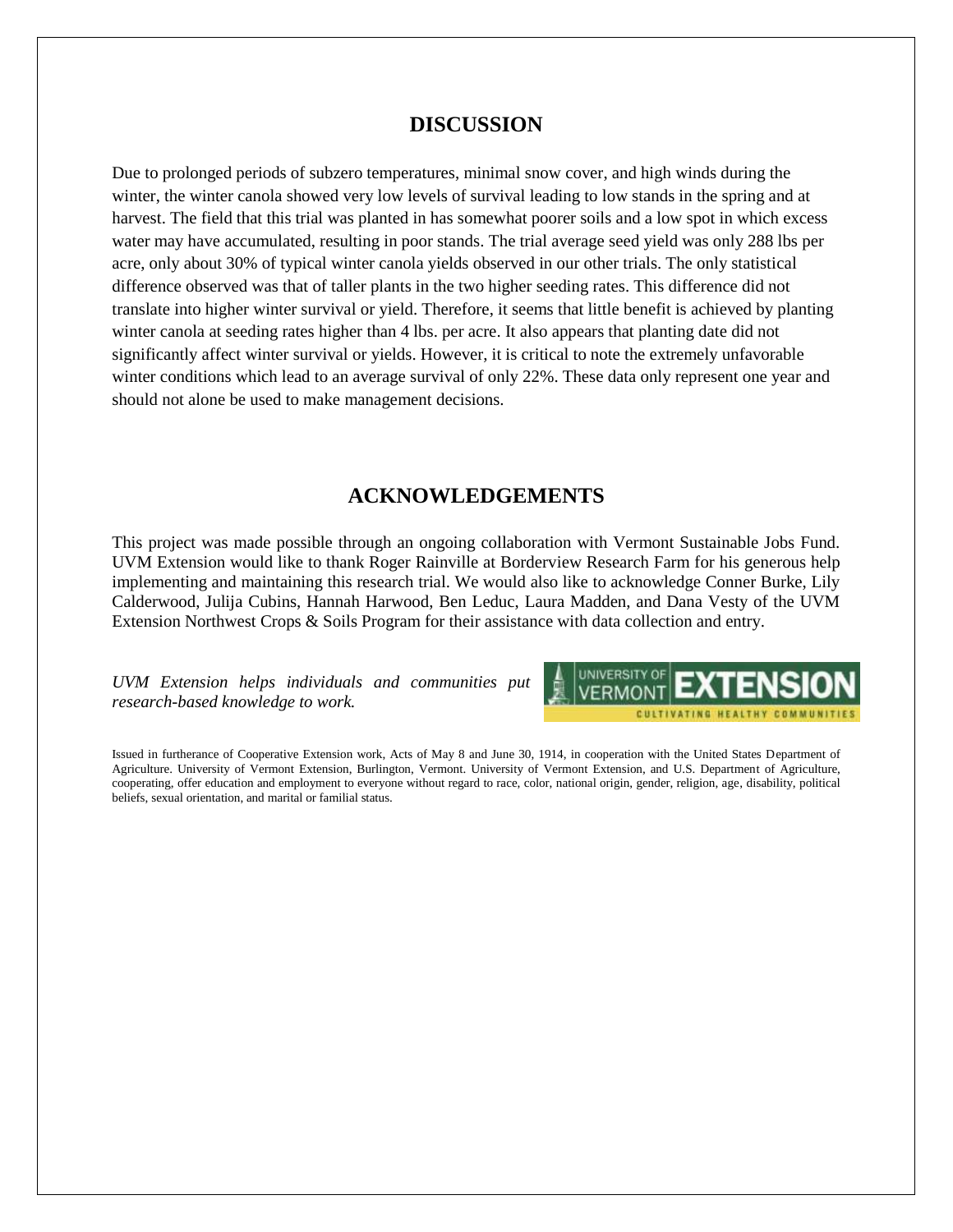## DISCUSSION

Due to prolonged periods of subzero temperatures, minimal snow cover, and high winds during the winter, the winter canola showed very low levels of survival leading to low stands in the spring and at harvest. The field that this trial was planted in has somewhat poorer soils and a low spot in which excess water may have accumulated, resulting in poor stands. The trial average seed yield was only 288 lbs per acre, only about 30% of typical winter canola yields observed in our other trials. The only statistical difference observed was that of taller plants in the two higher seeding rates. This difference did not translate into higher winter survival or yield. Therefore, it seems that little benefit is achieved by planting winter canola at seeding rates higher than 4 lbs. per acre. It also appears that planting date did not significantly affect winter survival or yields. However, it is critical to note the extremely unfavorable winter conditions which lead to an average survival of only 22%. These data only represent one year and should not alone be used to make management decisions.

## ACKNOWLEDGEMENTS

This project was made possible through an ongoing collaboration with Vermont Sustainable Jobs Fund. UVM Extension would like to thank Roger Rainville at Borderview Research Farm for his generous help implementing and maintaining this research trial. We would also like to acknowledge Conner Burke, Lily Calderwood, Julija Cubins, Hannah Harwood, Ben Leduc, Laura Madden, and Dana Vesty of the UVM Extension Northwest Crops & Soils Program for their assistance with data collection and entry.

*UVM Extension helps individuals and communities put research-based knowledge to work.*

UNIVERSITY OF VERMONT EXTENSION
CULTIVATING HEALTHY COMMUNITIES

Issued in furtherance of Cooperative Extension work, Acts of May 8 and June 30, 1914, in cooperation with the United States Department of Agriculture. University of Vermont Extension, Burlington, Vermont. University of Vermont Extension, and U.S. Department of Agriculture, cooperating, offer education and employment to everyone without regard to race, color, national origin, gender, religion, age, disability, political beliefs, sexual orientation, and marital or familial status.